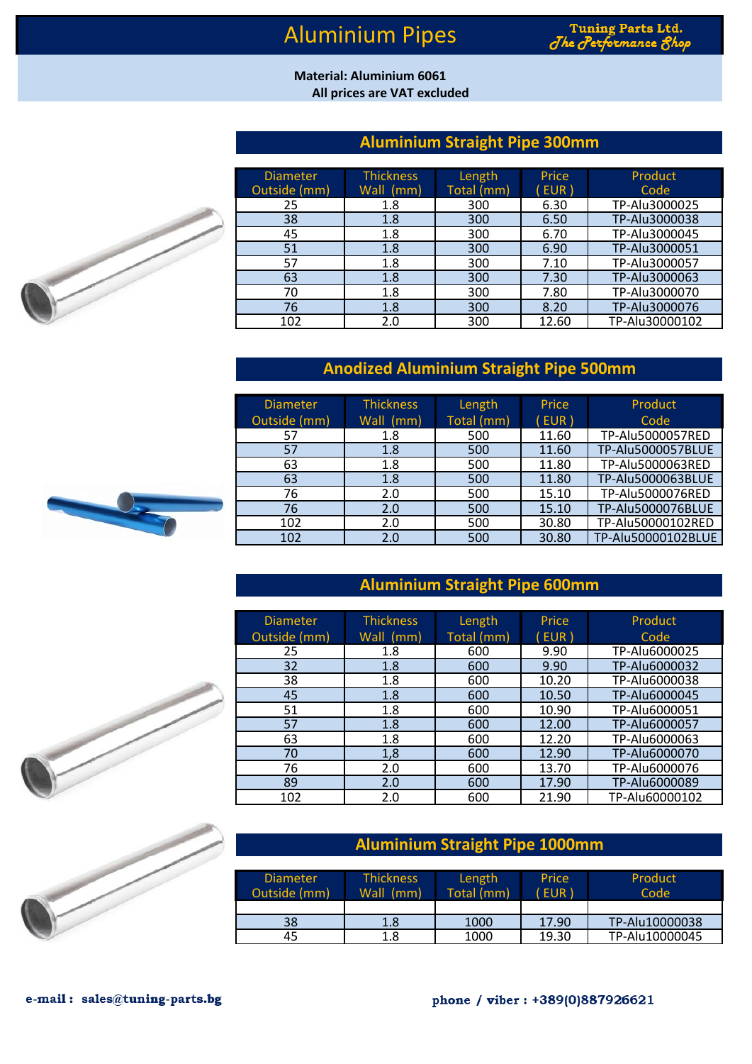# Aluminium Pipes

**Tuning Parts Ltd.**
*The Performance Shop*

**Material: Aluminium 6061**
**All prices are VAT excluded**

## Aluminium Straight Pipe 300mm

| Diameter Outside (mm) | Thickness Wall (mm) | Length Total (mm) | Price ( EUR ) | Product Code |
|---|---|---|---|---|
| 25 | 1.8 | 300 | 6.30 | TP-Alu3000025 |
| 38 | 1.8 | 300 | 6.50 | TP-Alu3000038 |
| 45 | 1.8 | 300 | 6.70 | TP-Alu3000045 |
| 51 | 1.8 | 300 | 6.90 | TP-Alu3000051 |
| 57 | 1.8 | 300 | 7.10 | TP-Alu3000057 |
| 63 | 1.8 | 300 | 7.30 | TP-Alu3000063 |
| 70 | 1.8 | 300 | 7.80 | TP-Alu3000070 |
| 76 | 1.8 | 300 | 8.20 | TP-Alu3000076 |
| 102 | 2.0 | 300 | 12.60 | TP-Alu30000102 |

## Anodized Aluminium Straight Pipe 500mm

| Diameter Outside (mm) | Thickness Wall (mm) | Length Total (mm) | Price ( EUR ) | Product Code |
|---|---|---|---|---|
| 57 | 1.8 | 500 | 11.60 | TP-Alu5000057RED |
| 57 | 1.8 | 500 | 11.60 | TP-Alu5000057BLUE |
| 63 | 1.8 | 500 | 11.80 | TP-Alu5000063RED |
| 63 | 1.8 | 500 | 11.80 | TP-Alu5000063BLUE |
| 76 | 2.0 | 500 | 15.10 | TP-Alu5000076RED |
| 76 | 2.0 | 500 | 15.10 | TP-Alu5000076BLUE |
| 102 | 2.0 | 500 | 30.80 | TP-Alu50000102RED |
| 102 | 2.0 | 500 | 30.80 | TP-Alu50000102BLUE |

## Aluminium Straight Pipe 600mm

| Diameter Outside (mm) | Thickness Wall (mm) | Length Total (mm) | Price ( EUR ) | Product Code |
|---|---|---|---|---|
| 25 | 1.8 | 600 | 9.90 | TP-Alu6000025 |
| 32 | 1.8 | 600 | 9.90 | TP-Alu6000032 |
| 38 | 1.8 | 600 | 10.20 | TP-Alu6000038 |
| 45 | 1.8 | 600 | 10.50 | TP-Alu6000045 |
| 51 | 1.8 | 600 | 10.90 | TP-Alu6000051 |
| 57 | 1.8 | 600 | 12.00 | TP-Alu6000057 |
| 63 | 1.8 | 600 | 12.20 | TP-Alu6000063 |
| 70 | 1,8 | 600 | 12.90 | TP-Alu6000070 |
| 76 | 2.0 | 600 | 13.70 | TP-Alu6000076 |
| 89 | 2.0 | 600 | 17.90 | TP-Alu6000089 |
| 102 | 2.0 | 600 | 21.90 | TP-Alu60000102 |

## Aluminium Straight Pipe 1000mm

| Diameter Outside (mm) | Thickness Wall (mm) | Length Total (mm) | Price ( EUR ) | Product Code |
|---|---|---|---|---|
| | | | | |
| 38 | 1.8 | 1000 | 17.90 | TP-Alu10000038 |
| 45 | 1.8 | 1000 | 19.30 | TP-Alu10000045 |

**e-mail : sales@tuning-parts.bg**

**phone / viber : +389(0)887926621**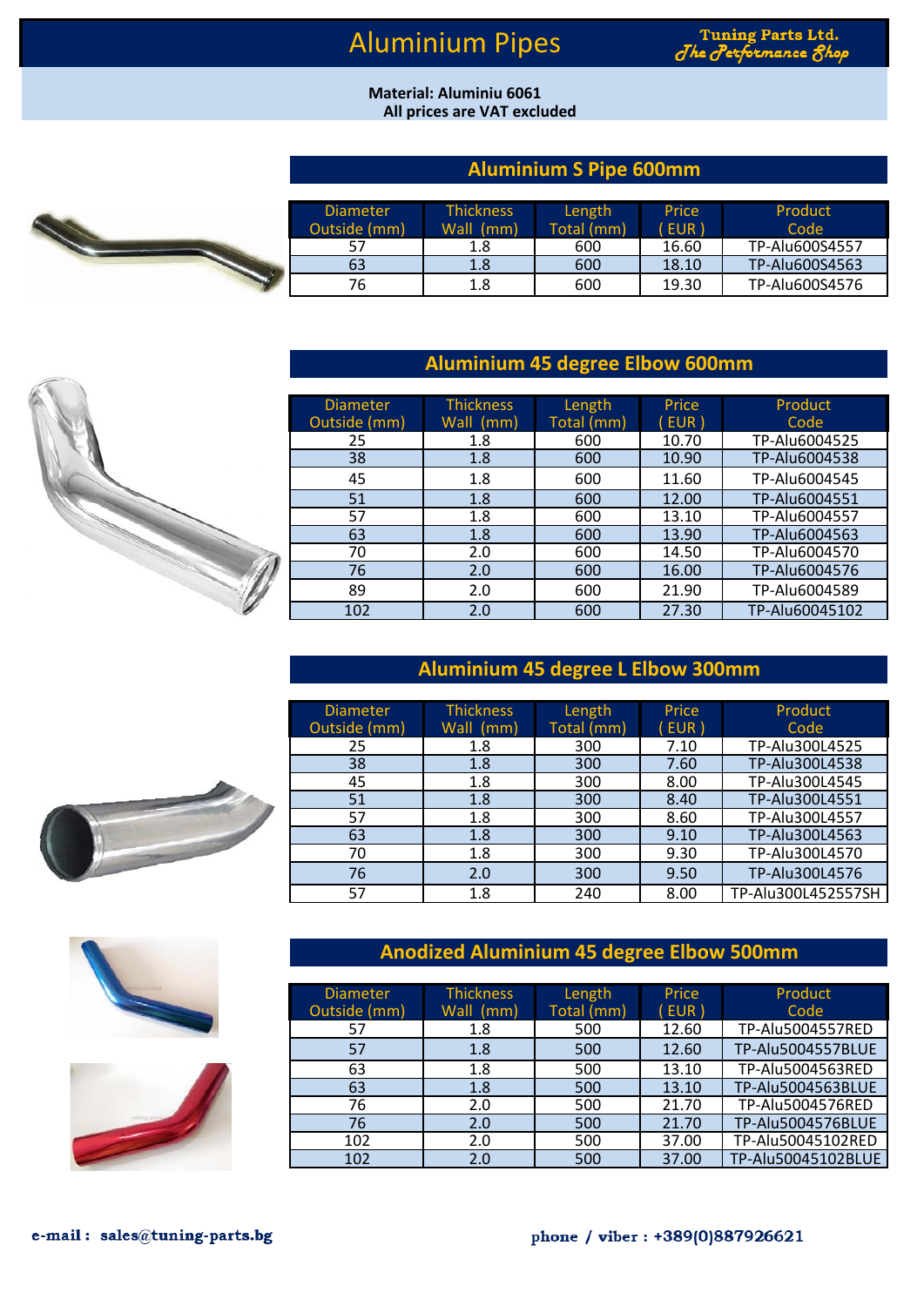# Aluminium Pipes

**Tuning Parts Ltd.**
*The Performance Shop*

**Material: Aluminiu 6061**
**All prices are VAT excluded**

## Aluminium S Pipe 600mm

| Diameter Outside (mm) | Thickness Wall (mm) | Length Total (mm) | Price ( EUR ) | Product Code |
|---|---|---|---|---|
| 57 | 1.8 | 600 | 16.60 | TP-Alu600S4557 |
| 63 | 1.8 | 600 | 18.10 | TP-Alu600S4563 |
| 76 | 1.8 | 600 | 19.30 | TP-Alu600S4576 |

## Aluminium 45 degree Elbow 600mm

| Diameter Outside (mm) | Thickness Wall (mm) | Length Total (mm) | Price ( EUR ) | Product Code |
|---|---|---|---|---|
| 25 | 1.8 | 600 | 10.70 | TP-Alu6004525 |
| 38 | 1.8 | 600 | 10.90 | TP-Alu6004538 |
| 45 | 1.8 | 600 | 11.60 | TP-Alu6004545 |
| 51 | 1.8 | 600 | 12.00 | TP-Alu6004551 |
| 57 | 1.8 | 600 | 13.10 | TP-Alu6004557 |
| 63 | 1.8 | 600 | 13.90 | TP-Alu6004563 |
| 70 | 2.0 | 600 | 14.50 | TP-Alu6004570 |
| 76 | 2.0 | 600 | 16.00 | TP-Alu6004576 |
| 89 | 2.0 | 600 | 21.90 | TP-Alu6004589 |
| 102 | 2.0 | 600 | 27.30 | TP-Alu60045102 |

## Aluminium 45 degree L Elbow 300mm

| Diameter Outside (mm) | Thickness Wall (mm) | Length Total (mm) | Price ( EUR ) | Product Code |
|---|---|---|---|---|
| 25 | 1.8 | 300 | 7.10 | TP-Alu300L4525 |
| 38 | 1.8 | 300 | 7.60 | TP-Alu300L4538 |
| 45 | 1.8 | 300 | 8.00 | TP-Alu300L4545 |
| 51 | 1.8 | 300 | 8.40 | TP-Alu300L4551 |
| 57 | 1.8 | 300 | 8.60 | TP-Alu300L4557 |
| 63 | 1.8 | 300 | 9.10 | TP-Alu300L4563 |
| 70 | 1.8 | 300 | 9.30 | TP-Alu300L4570 |
| 76 | 2.0 | 300 | 9.50 | TP-Alu300L4576 |
| 57 | 1.8 | 240 | 8.00 | TP-Alu300L452557SH |

## Anodized Aluminium 45 degree Elbow 500mm

| Diameter Outside (mm) | Thickness Wall (mm) | Length Total (mm) | Price ( EUR ) | Product Code |
|---|---|---|---|---|
| 57 | 1.8 | 500 | 12.60 | TP-Alu5004557RED |
| 57 | 1.8 | 500 | 12.60 | TP-Alu5004557BLUE |
| 63 | 1.8 | 500 | 13.10 | TP-Alu5004563RED |
| 63 | 1.8 | 500 | 13.10 | TP-Alu5004563BLUE |
| 76 | 2.0 | 500 | 21.70 | TP-Alu5004576RED |
| 76 | 2.0 | 500 | 21.70 | TP-Alu5004576BLUE |
| 102 | 2.0 | 500 | 37.00 | TP-Alu50045102RED |
| 102 | 2.0 | 500 | 37.00 | TP-Alu50045102BLUE |

**e-mail : sales@tuning-parts.bg**

**phone / viber : +389(0)887926621**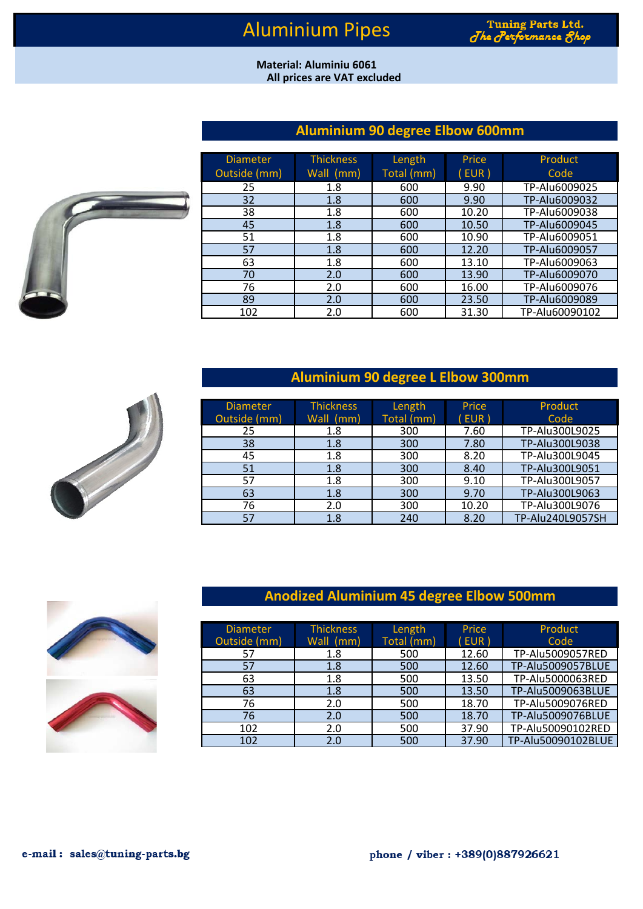# Aluminium Pipes

**Tuning Parts Ltd.**
*The Performance Shop*

**Material: Aluminiu 6061**
**All prices are VAT excluded**

## Aluminium 90 degree Elbow 600mm

| Diameter Outside (mm) | Thickness Wall (mm) | Length Total (mm) | Price ( EUR ) | Product Code |
|---|---|---|---|---|
| 25 | 1.8 | 600 | 9.90 | TP-Alu6009025 |
| 32 | 1.8 | 600 | 9.90 | TP-Alu6009032 |
| 38 | 1.8 | 600 | 10.20 | TP-Alu6009038 |
| 45 | 1.8 | 600 | 10.50 | TP-Alu6009045 |
| 51 | 1.8 | 600 | 10.90 | TP-Alu6009051 |
| 57 | 1.8 | 600 | 12.20 | TP-Alu6009057 |
| 63 | 1.8 | 600 | 13.10 | TP-Alu6009063 |
| 70 | 2.0 | 600 | 13.90 | TP-Alu6009070 |
| 76 | 2.0 | 600 | 16.00 | TP-Alu6009076 |
| 89 | 2.0 | 600 | 23.50 | TP-Alu6009089 |
| 102 | 2.0 | 600 | 31.30 | TP-Alu60090102 |

## Aluminium 90 degree L Elbow 300mm

| Diameter Outside (mm) | Thickness Wall (mm) | Length Total (mm) | Price ( EUR ) | Product Code |
|---|---|---|---|---|
| 25 | 1.8 | 300 | 7.60 | TP-Alu300L9025 |
| 38 | 1.8 | 300 | 7.80 | TP-Alu300L9038 |
| 45 | 1.8 | 300 | 8.20 | TP-Alu300L9045 |
| 51 | 1.8 | 300 | 8.40 | TP-Alu300L9051 |
| 57 | 1.8 | 300 | 9.10 | TP-Alu300L9057 |
| 63 | 1.8 | 300 | 9.70 | TP-Alu300L9063 |
| 76 | 2.0 | 300 | 10.20 | TP-Alu300L9076 |
| 57 | 1.8 | 240 | 8.20 | TP-Alu240L9057SH |

## Anodized Aluminium 45 degree Elbow 500mm

| Diameter Outside (mm) | Thickness Wall (mm) | Length Total (mm) | Price ( EUR ) | Product Code |
|---|---|---|---|---|
| 57 | 1.8 | 500 | 12.60 | TP-Alu5009057RED |
| 57 | 1.8 | 500 | 12.60 | TP-Alu5009057BLUE |
| 63 | 1.8 | 500 | 13.50 | TP-Alu5000063RED |
| 63 | 1.8 | 500 | 13.50 | TP-Alu5009063BLUE |
| 76 | 2.0 | 500 | 18.70 | TP-Alu5009076RED |
| 76 | 2.0 | 500 | 18.70 | TP-Alu5009076BLUE |
| 102 | 2.0 | 500 | 37.90 | TP-Alu50090102RED |
| 102 | 2.0 | 500 | 37.90 | TP-Alu50090102BLUE |

**e-mail : sales@tuning-parts.bg** **phone / viber : +389(0)887926621**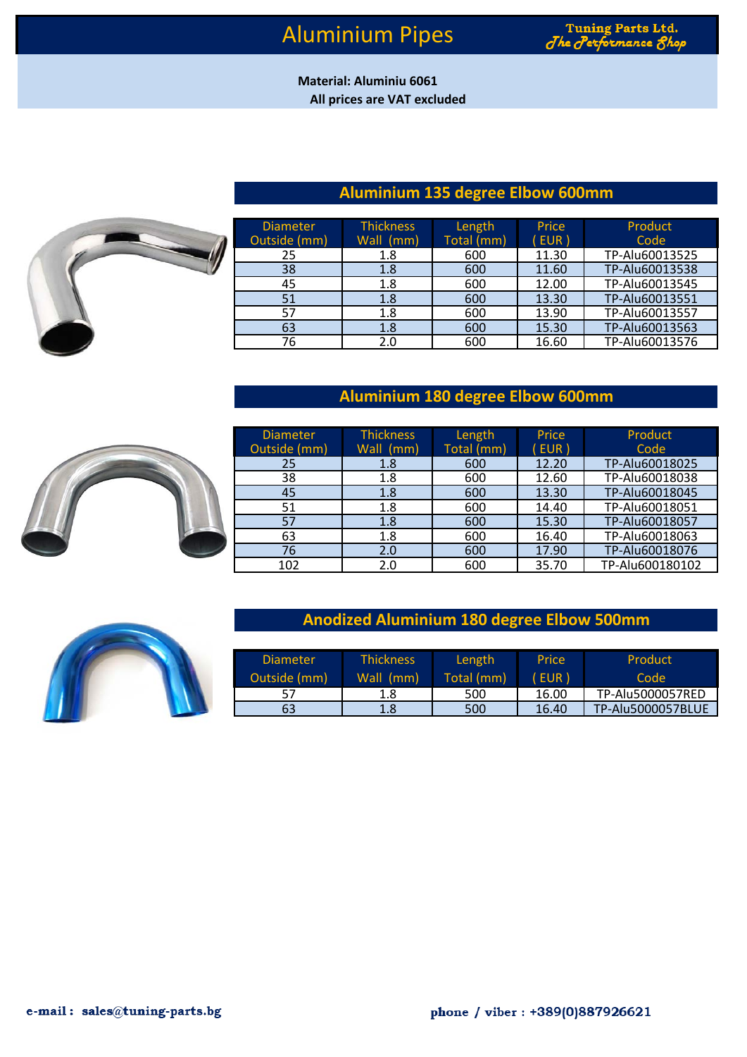# Aluminium Pipes

Tuning Parts Ltd.
*The Performance Shop*

**Material: Aluminiu 6061**
**All prices are VAT excluded**

## Aluminium 135 degree Elbow 600mm

| Diameter Outside (mm) | Thickness Wall (mm) | Length Total (mm) | Price ( EUR ) | Product Code |
|---|---|---|---|---|
| 25 | 1.8 | 600 | 11.30 | TP-Alu60013525 |
| 38 | 1.8 | 600 | 11.60 | TP-Alu60013538 |
| 45 | 1.8 | 600 | 12.00 | TP-Alu60013545 |
| 51 | 1.8 | 600 | 13.30 | TP-Alu60013551 |
| 57 | 1.8 | 600 | 13.90 | TP-Alu60013557 |
| 63 | 1.8 | 600 | 15.30 | TP-Alu60013563 |
| 76 | 2.0 | 600 | 16.60 | TP-Alu60013576 |

## Aluminium 180 degree Elbow 600mm

| Diameter Outside (mm) | Thickness Wall (mm) | Length Total (mm) | Price ( EUR ) | Product Code |
|---|---|---|---|---|
| 25 | 1.8 | 600 | 12.20 | TP-Alu60018025 |
| 38 | 1.8 | 600 | 12.60 | TP-Alu60018038 |
| 45 | 1.8 | 600 | 13.30 | TP-Alu60018045 |
| 51 | 1.8 | 600 | 14.40 | TP-Alu60018051 |
| 57 | 1.8 | 600 | 15.30 | TP-Alu60018057 |
| 63 | 1.8 | 600 | 16.40 | TP-Alu60018063 |
| 76 | 2.0 | 600 | 17.90 | TP-Alu60018076 |
| 102 | 2.0 | 600 | 35.70 | TP-Alu600180102 |

## Anodized Aluminium 180 degree Elbow 500mm

| Diameter Outside (mm) | Thickness Wall (mm) | Length Total (mm) | Price ( EUR ) | Product Code |
|---|---|---|---|---|
| 57 | 1.8 | 500 | 16.00 | TP-Alu5000057RED |
| 63 | 1.8 | 500 | 16.40 | TP-Alu5000057BLUE |

e-mail : sales@tuning-parts.bg

phone / viber : +389(0)887926621